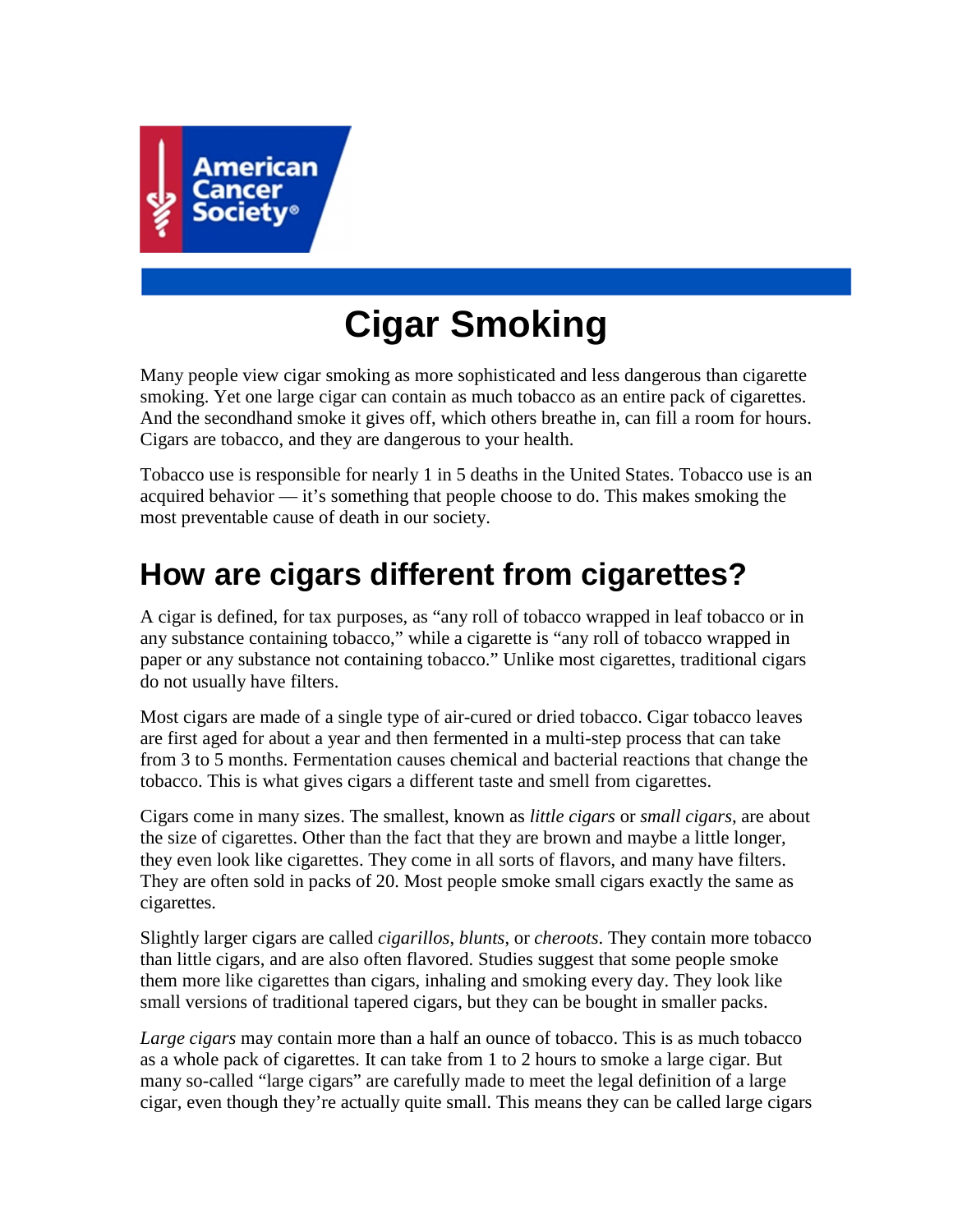# Cigar Smoking

Many people view cigar smoking as more sophisticated and less dangerous than cigarette smoking. Yet one large cigar can contain as much tobacco as an entire pack of cigarettes. And the secondhand smoke it gives off, which others breathe in, can fill a room for hours. Cigars are tobacco, and they are dangerous to your health.

Tobacco use is responsible for nearly 1 in 5 deaths in the United States. Tobacco use is an acquired behavior — it's something that people choose to do. This makes smoking the most preventable cause of death in our society.

## How are cigars different from cigarettes?

A cigar is defined, for tax purposes, as "any roll of tobacco wrapped in leaf tobacco or in any substance containing tobacco," while a cigarette is "any roll of tobacco wrapped in paper or any substance not containing tobacco." Unlike most cigarettes, traditional cigars do not usually have filters.

Most cigars are made of a single type of air-cured or dried tobacco. Cigar tobacco leaves are first aged for about a year and then fermented in a multi-step process that can take from 3 to 5 months. Fermentation causes chemical and bacterial reactions that change the tobacco. This is what gives cigars a different taste and smell from cigarettes.

Cigars come in many sizes. The smallest, known as *little cigars* or *small cigars*, are about the size of cigarettes. Other than the fact that they are brown and maybe a little longer, they even look like cigarettes. They come in all sorts of flavors, and many have filters. They are often sold in packs of 20. Most people smoke small cigars exactly the same as cigarettes.

Slightly larger cigars are called *cigarillos*, *blunts*, or *cheroots*. They contain more tobacco than little cigars, and are also often flavored. Studies suggest that some people smoke them more like cigarettes than cigars, inhaling and smoking every day. They look like small versions of traditional tapered cigars, but they can be bought in smaller packs.

*Large cigars* may contain more than a half an ounce of tobacco. This is as much tobacco as a whole pack of cigarettes. It can take from 1 to 2 hours to smoke a large cigar. But many so-called "large cigars" are carefully made to meet the legal definition of a large cigar, even though they're actually quite small. This means they can be called large cigars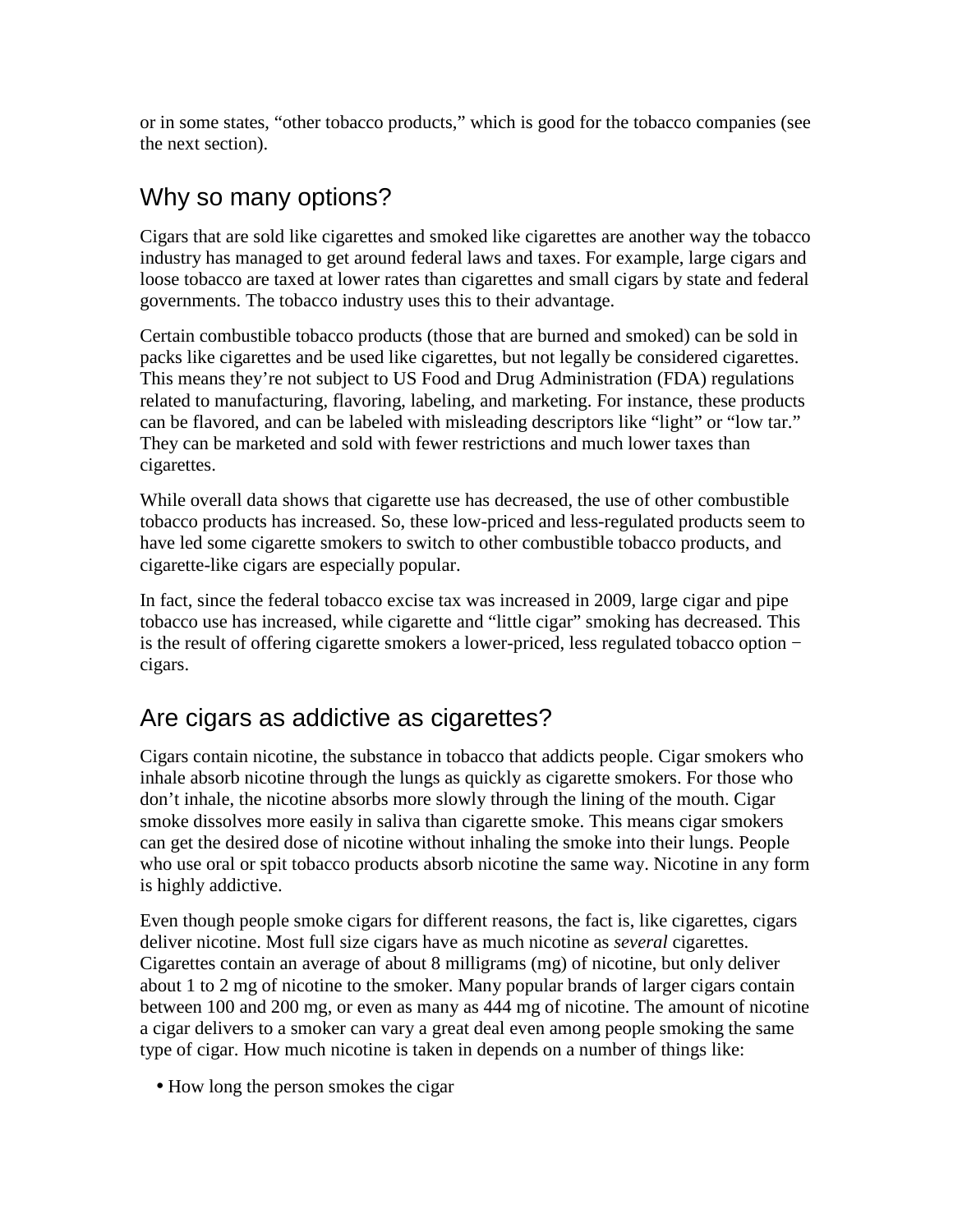or in some states, “other tobacco products,” which is good for the tobacco companies (see the next section).

## Why so many options?

Cigars that are sold like cigarettes and smoked like cigarettes are another way the tobacco industry has managed to get around federal laws and taxes. For example, large cigars and loose tobacco are taxed at lower rates than cigarettes and small cigars by state and federal governments. The tobacco industry uses this to their advantage.

Certain combustible tobacco products (those that are burned and smoked) can be sold in packs like cigarettes and be used like cigarettes, but not legally be considered cigarettes. This means they’re not subject to US Food and Drug Administration (FDA) regulations related to manufacturing, flavoring, labeling, and marketing. For instance, these products can be flavored, and can be labeled with misleading descriptors like “light” or “low tar.” They can be marketed and sold with fewer restrictions and much lower taxes than cigarettes.

While overall data shows that cigarette use has decreased, the use of other combustible tobacco products has increased. So, these low-priced and less-regulated products seem to have led some cigarette smokers to switch to other combustible tobacco products, and cigarette-like cigars are especially popular.

In fact, since the federal tobacco excise tax was increased in 2009, large cigar and pipe tobacco use has increased, while cigarette and “little cigar” smoking has decreased. This is the result of offering cigarette smokers a lower-priced, less regulated tobacco option − cigars.

## Are cigars as addictive as cigarettes?

Cigars contain nicotine, the substance in tobacco that addicts people. Cigar smokers who inhale absorb nicotine through the lungs as quickly as cigarette smokers. For those who don’t inhale, the nicotine absorbs more slowly through the lining of the mouth. Cigar smoke dissolves more easily in saliva than cigarette smoke. This means cigar smokers can get the desired dose of nicotine without inhaling the smoke into their lungs. People who use oral or spit tobacco products absorb nicotine the same way. Nicotine in any form is highly addictive.

Even though people smoke cigars for different reasons, the fact is, like cigarettes, cigars deliver nicotine. Most full size cigars have as much nicotine as *several* cigarettes. Cigarettes contain an average of about 8 milligrams (mg) of nicotine, but only deliver about 1 to 2 mg of nicotine to the smoker. Many popular brands of larger cigars contain between 100 and 200 mg, or even as many as 444 mg of nicotine. The amount of nicotine a cigar delivers to a smoker can vary a great deal even among people smoking the same type of cigar. How much nicotine is taken in depends on a number of things like:

- How long the person smokes the cigar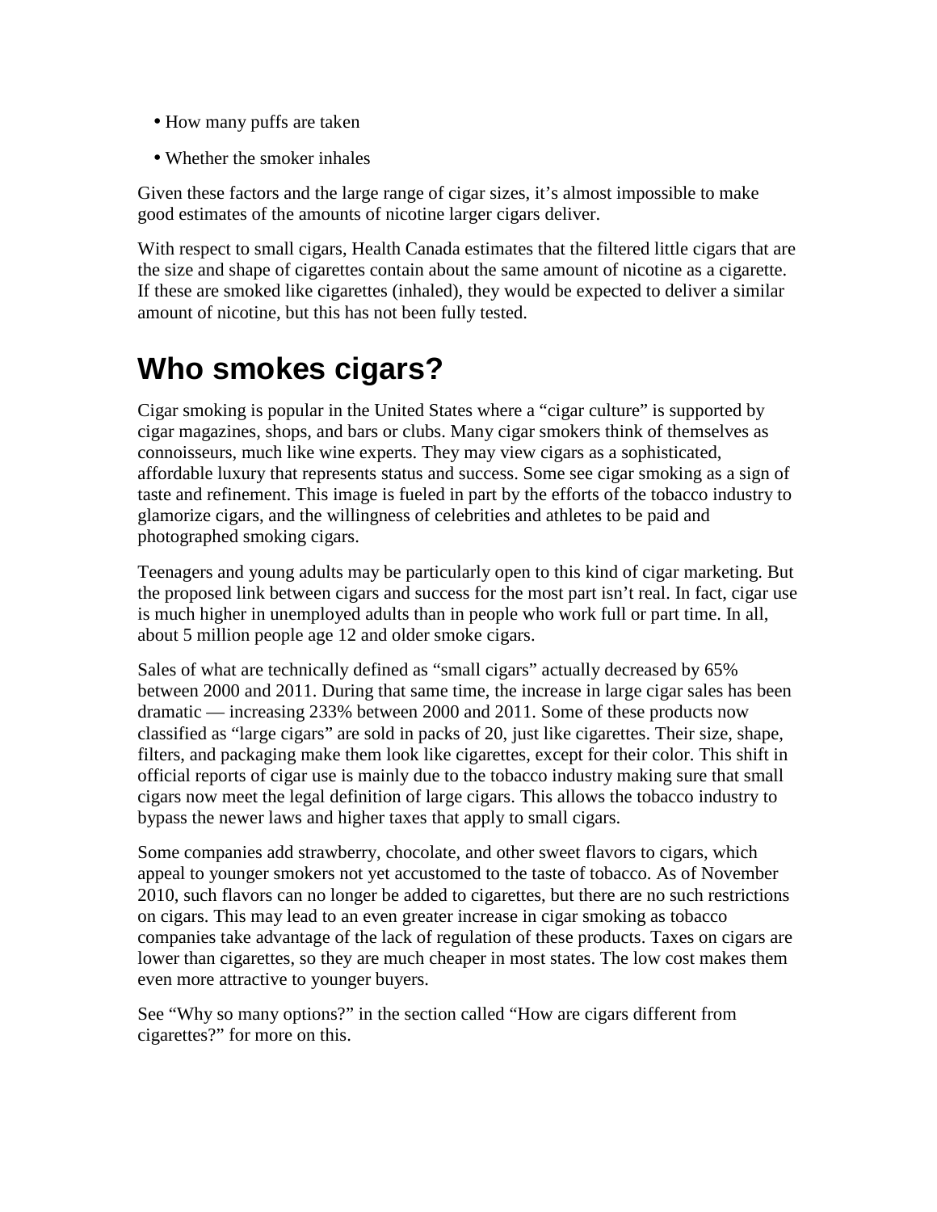- How many puffs are taken
- Whether the smoker inhales

Given these factors and the large range of cigar sizes, it's almost impossible to make good estimates of the amounts of nicotine larger cigars deliver.

With respect to small cigars, Health Canada estimates that the filtered little cigars that are the size and shape of cigarettes contain about the same amount of nicotine as a cigarette. If these are smoked like cigarettes (inhaled), they would be expected to deliver a similar amount of nicotine, but this has not been fully tested.

# Who smokes cigars?

Cigar smoking is popular in the United States where a "cigar culture" is supported by cigar magazines, shops, and bars or clubs. Many cigar smokers think of themselves as connoisseurs, much like wine experts. They may view cigars as a sophisticated, affordable luxury that represents status and success. Some see cigar smoking as a sign of taste and refinement. This image is fueled in part by the efforts of the tobacco industry to glamorize cigars, and the willingness of celebrities and athletes to be paid and photographed smoking cigars.

Teenagers and young adults may be particularly open to this kind of cigar marketing. But the proposed link between cigars and success for the most part isn't real. In fact, cigar use is much higher in unemployed adults than in people who work full or part time. In all, about 5 million people age 12 and older smoke cigars.

Sales of what are technically defined as "small cigars" actually decreased by 65% between 2000 and 2011. During that same time, the increase in large cigar sales has been dramatic — increasing 233% between 2000 and 2011. Some of these products now classified as "large cigars" are sold in packs of 20, just like cigarettes. Their size, shape, filters, and packaging make them look like cigarettes, except for their color. This shift in official reports of cigar use is mainly due to the tobacco industry making sure that small cigars now meet the legal definition of large cigars. This allows the tobacco industry to bypass the newer laws and higher taxes that apply to small cigars.

Some companies add strawberry, chocolate, and other sweet flavors to cigars, which appeal to younger smokers not yet accustomed to the taste of tobacco. As of November 2010, such flavors can no longer be added to cigarettes, but there are no such restrictions on cigars. This may lead to an even greater increase in cigar smoking as tobacco companies take advantage of the lack of regulation of these products. Taxes on cigars are lower than cigarettes, so they are much cheaper in most states. The low cost makes them even more attractive to younger buyers.

See "Why so many options?" in the section called "How are cigars different from cigarettes?" for more on this.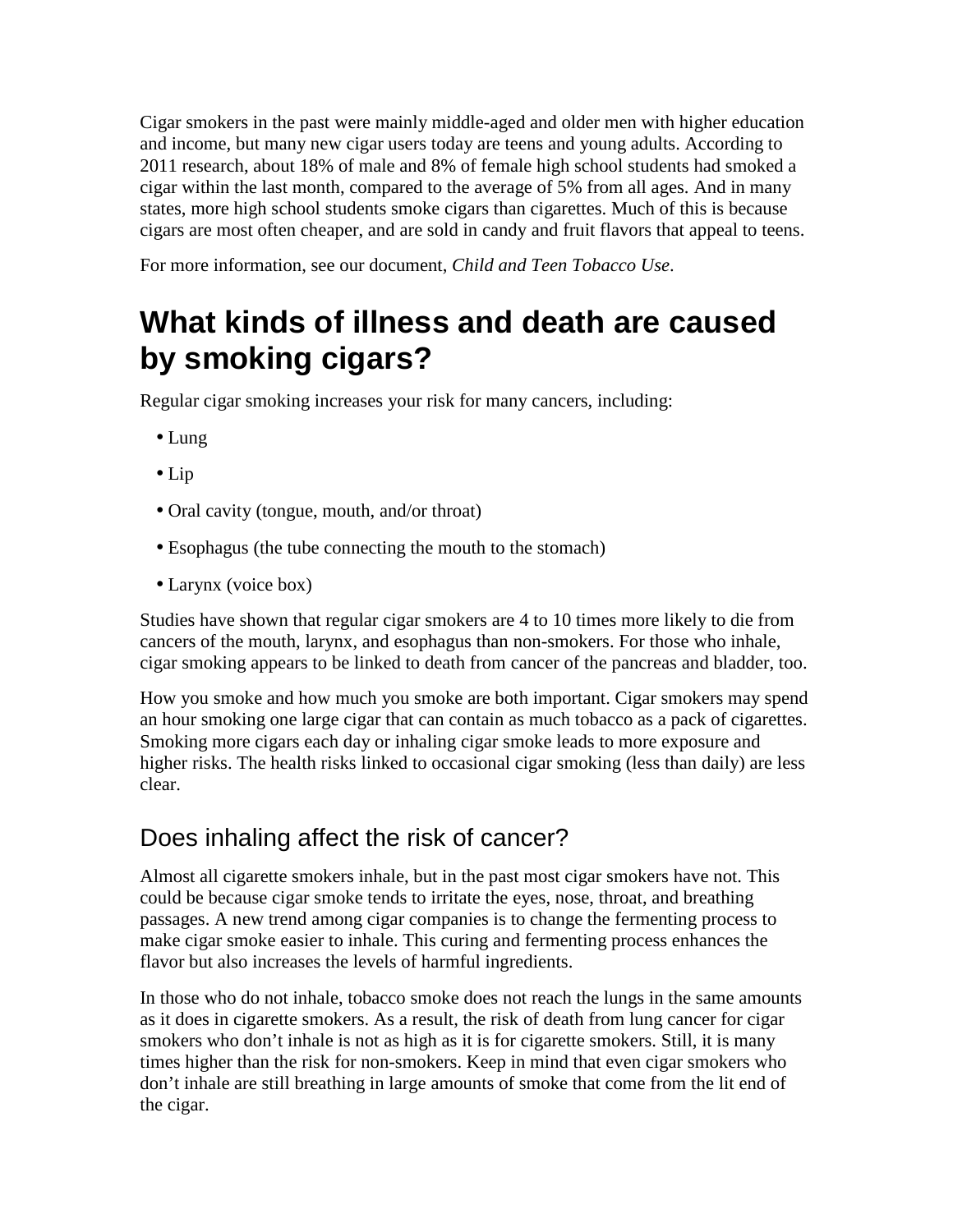Cigar smokers in the past were mainly middle-aged and older men with higher education and income, but many new cigar users today are teens and young adults. According to 2011 research, about 18% of male and 8% of female high school students had smoked a cigar within the last month, compared to the average of 5% from all ages. And in many states, more high school students smoke cigars than cigarettes. Much of this is because cigars are most often cheaper, and are sold in candy and fruit flavors that appeal to teens.

For more information, see our document, *Child and Teen Tobacco Use*.

# What kinds of illness and death are caused by smoking cigars?

Regular cigar smoking increases your risk for many cancers, including:

- Lung
- Lip
- Oral cavity (tongue, mouth, and/or throat)
- Esophagus (the tube connecting the mouth to the stomach)
- Larynx (voice box)

Studies have shown that regular cigar smokers are 4 to 10 times more likely to die from cancers of the mouth, larynx, and esophagus than non-smokers. For those who inhale, cigar smoking appears to be linked to death from cancer of the pancreas and bladder, too.

How you smoke and how much you smoke are both important. Cigar smokers may spend an hour smoking one large cigar that can contain as much tobacco as a pack of cigarettes. Smoking more cigars each day or inhaling cigar smoke leads to more exposure and higher risks. The health risks linked to occasional cigar smoking (less than daily) are less clear.

## Does inhaling affect the risk of cancer?

Almost all cigarette smokers inhale, but in the past most cigar smokers have not. This could be because cigar smoke tends to irritate the eyes, nose, throat, and breathing passages. A new trend among cigar companies is to change the fermenting process to make cigar smoke easier to inhale. This curing and fermenting process enhances the flavor but also increases the levels of harmful ingredients.

In those who do not inhale, tobacco smoke does not reach the lungs in the same amounts as it does in cigarette smokers. As a result, the risk of death from lung cancer for cigar smokers who don't inhale is not as high as it is for cigarette smokers. Still, it is many times higher than the risk for non-smokers. Keep in mind that even cigar smokers who don't inhale are still breathing in large amounts of smoke that come from the lit end of the cigar.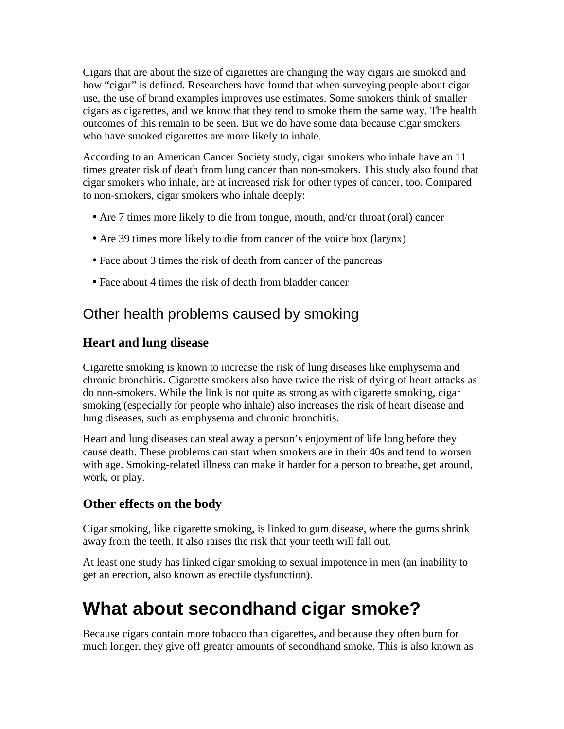Cigars that are about the size of cigarettes are changing the way cigars are smoked and how "cigar" is defined. Researchers have found that when surveying people about cigar use, the use of brand examples improves use estimates. Some smokers think of smaller cigars as cigarettes, and we know that they tend to smoke them the same way. The health outcomes of this remain to be seen. But we do have some data because cigar smokers who have smoked cigarettes are more likely to inhale.

According to an American Cancer Society study, cigar smokers who inhale have an 11 times greater risk of death from lung cancer than non-smokers. This study also found that cigar smokers who inhale, are at increased risk for other types of cancer, too. Compared to non-smokers, cigar smokers who inhale deeply:

- Are 7 times more likely to die from tongue, mouth, and/or throat (oral) cancer
- Are 39 times more likely to die from cancer of the voice box (larynx)
- Face about 3 times the risk of death from cancer of the pancreas
- Face about 4 times the risk of death from bladder cancer

## Other health problems caused by smoking

### Heart and lung disease

Cigarette smoking is known to increase the risk of lung diseases like emphysema and chronic bronchitis. Cigarette smokers also have twice the risk of dying of heart attacks as do non-smokers. While the link is not quite as strong as with cigarette smoking, cigar smoking (especially for people who inhale) also increases the risk of heart disease and lung diseases, such as emphysema and chronic bronchitis.

Heart and lung diseases can steal away a person's enjoyment of life long before they cause death. These problems can start when smokers are in their 40s and tend to worsen with age. Smoking-related illness can make it harder for a person to breathe, get around, work, or play.

### Other effects on the body

Cigar smoking, like cigarette smoking, is linked to gum disease, where the gums shrink away from the teeth. It also raises the risk that your teeth will fall out.

At least one study has linked cigar smoking to sexual impotence in men (an inability to get an erection, also known as erectile dysfunction).

# What about secondhand cigar smoke?

Because cigars contain more tobacco than cigarettes, and because they often burn for much longer, they give off greater amounts of secondhand smoke. This is also known as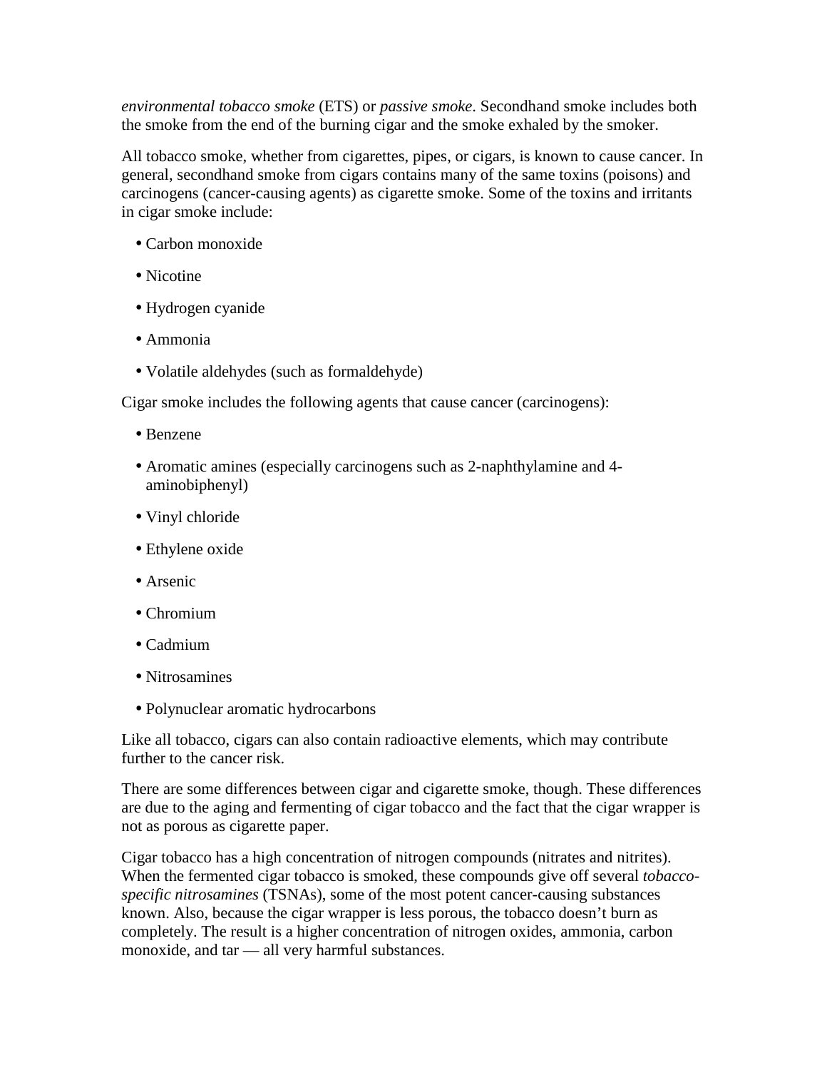*environmental tobacco smoke* (ETS) or *passive smoke*. Secondhand smoke includes both the smoke from the end of the burning cigar and the smoke exhaled by the smoker.

All tobacco smoke, whether from cigarettes, pipes, or cigars, is known to cause cancer. In general, secondhand smoke from cigars contains many of the same toxins (poisons) and carcinogens (cancer-causing agents) as cigarette smoke. Some of the toxins and irritants in cigar smoke include:

- Carbon monoxide
- Nicotine
- Hydrogen cyanide
- Ammonia
- Volatile aldehydes (such as formaldehyde)

Cigar smoke includes the following agents that cause cancer (carcinogens):

- Benzene
- Aromatic amines (especially carcinogens such as 2-naphthylamine and 4-aminobiphenyl)
- Vinyl chloride
- Ethylene oxide
- Arsenic
- Chromium
- Cadmium
- Nitrosamines
- Polynuclear aromatic hydrocarbons

Like all tobacco, cigars can also contain radioactive elements, which may contribute further to the cancer risk.

There are some differences between cigar and cigarette smoke, though. These differences are due to the aging and fermenting of cigar tobacco and the fact that the cigar wrapper is not as porous as cigarette paper.

Cigar tobacco has a high concentration of nitrogen compounds (nitrates and nitrites). When the fermented cigar tobacco is smoked, these compounds give off several *tobacco-specific nitrosamines* (TSNAs), some of the most potent cancer-causing substances known. Also, because the cigar wrapper is less porous, the tobacco doesn't burn as completely. The result is a higher concentration of nitrogen oxides, ammonia, carbon monoxide, and tar — all very harmful substances.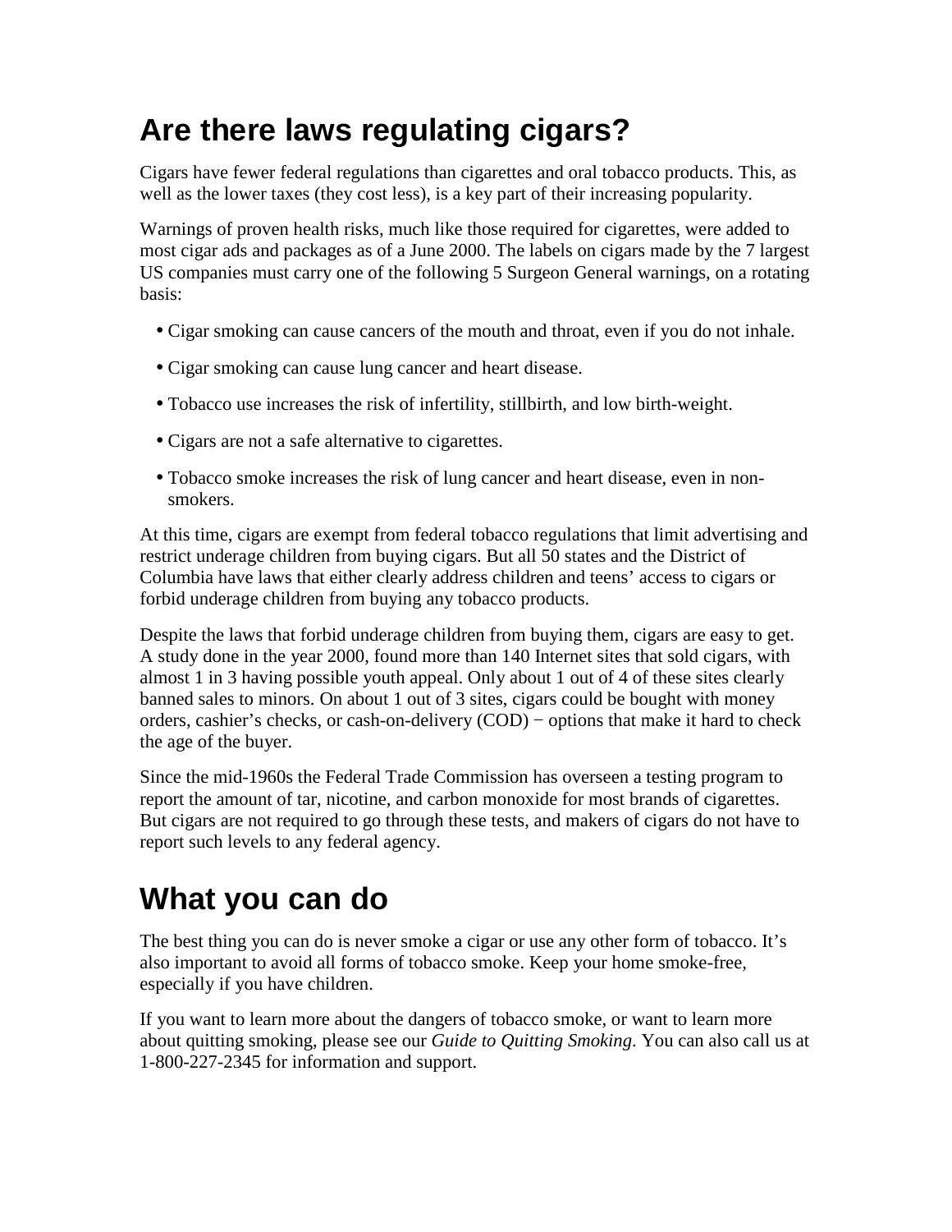# Are there laws regulating cigars?

Cigars have fewer federal regulations than cigarettes and oral tobacco products. This, as well as the lower taxes (they cost less), is a key part of their increasing popularity.

Warnings of proven health risks, much like those required for cigarettes, were added to most cigar ads and packages as of a June 2000. The labels on cigars made by the 7 largest US companies must carry one of the following 5 Surgeon General warnings, on a rotating basis:

- Cigar smoking can cause cancers of the mouth and throat, even if you do not inhale.
- Cigar smoking can cause lung cancer and heart disease.
- Tobacco use increases the risk of infertility, stillbirth, and low birth-weight.
- Cigars are not a safe alternative to cigarettes.
- Tobacco smoke increases the risk of lung cancer and heart disease, even in non-smokers.

At this time, cigars are exempt from federal tobacco regulations that limit advertising and restrict underage children from buying cigars. But all 50 states and the District of Columbia have laws that either clearly address children and teens' access to cigars or forbid underage children from buying any tobacco products.

Despite the laws that forbid underage children from buying them, cigars are easy to get. A study done in the year 2000, found more than 140 Internet sites that sold cigars, with almost 1 in 3 having possible youth appeal. Only about 1 out of 4 of these sites clearly banned sales to minors. On about 1 out of 3 sites, cigars could be bought with money orders, cashier's checks, or cash-on-delivery (COD) − options that make it hard to check the age of the buyer.

Since the mid-1960s the Federal Trade Commission has overseen a testing program to report the amount of tar, nicotine, and carbon monoxide for most brands of cigarettes. But cigars are not required to go through these tests, and makers of cigars do not have to report such levels to any federal agency.

# What you can do

The best thing you can do is never smoke a cigar or use any other form of tobacco. It's also important to avoid all forms of tobacco smoke. Keep your home smoke-free, especially if you have children.

If you want to learn more about the dangers of tobacco smoke, or want to learn more about quitting smoking, please see our *Guide to Quitting Smoking*. You can also call us at 1-800-227-2345 for information and support.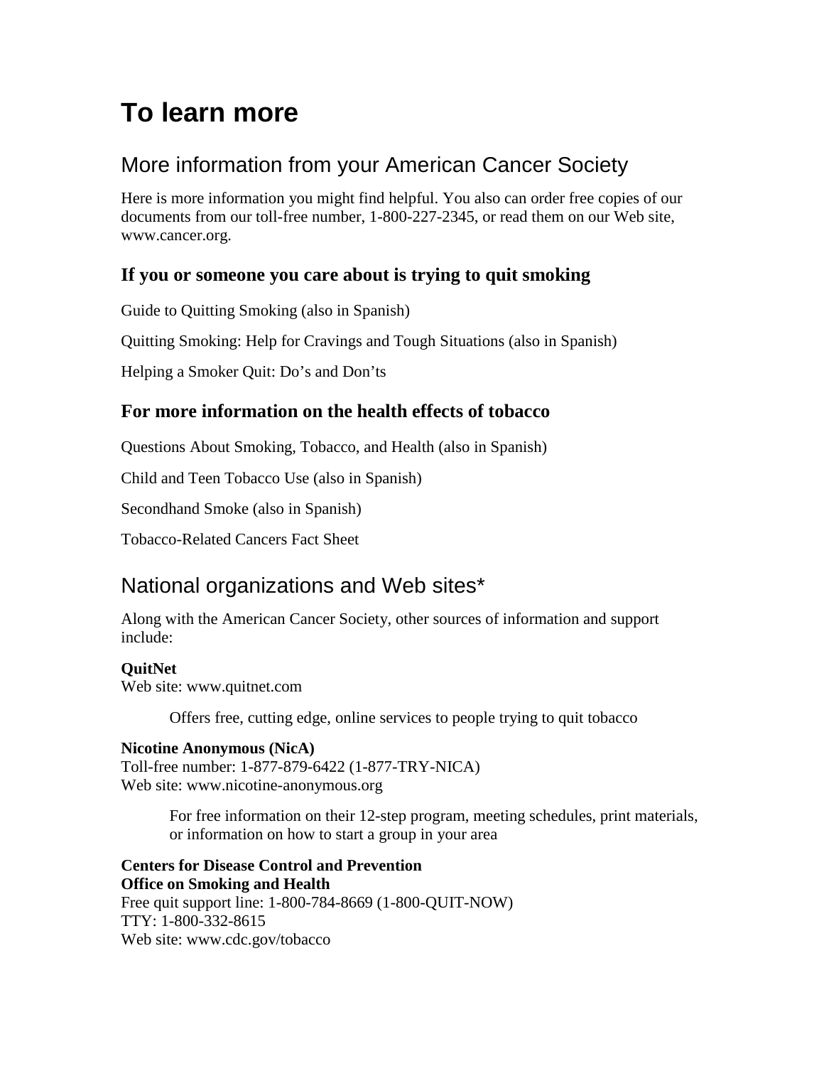# To learn more

## More information from your American Cancer Society

Here is more information you might find helpful. You also can order free copies of our documents from our toll-free number, 1-800-227-2345, or read them on our Web site, www.cancer.org.

### If you or someone you care about is trying to quit smoking

Guide to Quitting Smoking (also in Spanish)

Quitting Smoking: Help for Cravings and Tough Situations (also in Spanish)

Helping a Smoker Quit: Do's and Don'ts

### For more information on the health effects of tobacco

Questions About Smoking, Tobacco, and Health (also in Spanish)

Child and Teen Tobacco Use (also in Spanish)

Secondhand Smoke (also in Spanish)

Tobacco-Related Cancers Fact Sheet

## National organizations and Web sites*

Along with the American Cancer Society, other sources of information and support include:

**QuitNet**
Web site: www.quitnet.com

> Offers free, cutting edge, online services to people trying to quit tobacco

**Nicotine Anonymous (NicA)**
Toll-free number: 1-877-879-6422 (1-877-TRY-NICA)
Web site: www.nicotine-anonymous.org

> For free information on their 12-step program, meeting schedules, print materials, or information on how to start a group in your area

**Centers for Disease Control and Prevention**
**Office on Smoking and Health**
Free quit support line: 1-800-784-8669 (1-800-QUIT-NOW)
TTY: 1-800-332-8615
Web site: www.cdc.gov/tobacco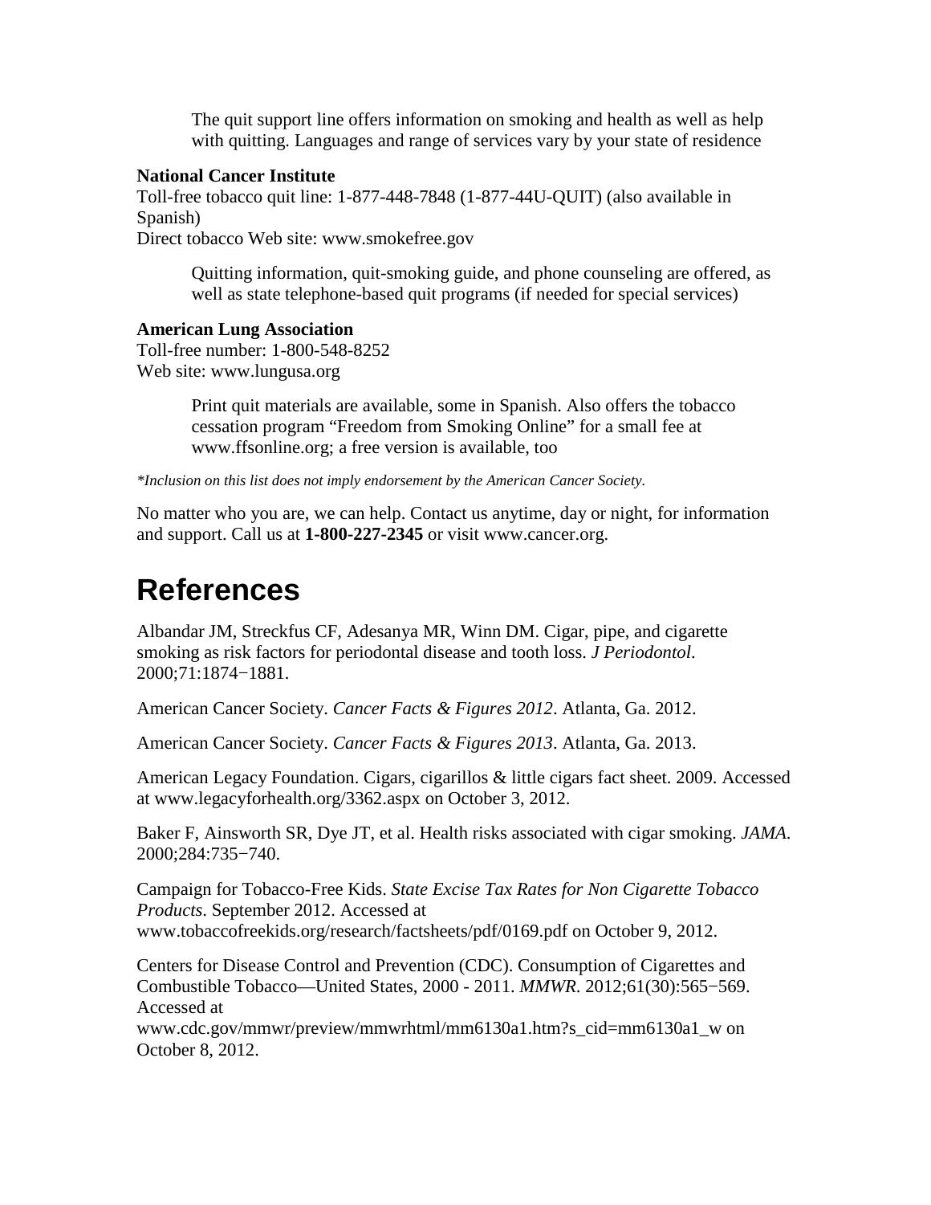The quit support line offers information on smoking and health as well as help with quitting. Languages and range of services vary by your state of residence

**National Cancer Institute**
Toll-free tobacco quit line: 1-877-448-7848 (1-877-44U-QUIT) (also available in Spanish)
Direct tobacco Web site: www.smokefree.gov

Quitting information, quit-smoking guide, and phone counseling are offered, as well as state telephone-based quit programs (if needed for special services)

**American Lung Association**
Toll-free number: 1-800-548-8252
Web site: www.lungusa.org

Print quit materials are available, some in Spanish. Also offers the tobacco cessation program "Freedom from Smoking Online" for a small fee at www.ffsonline.org; a free version is available, too

*\*Inclusion on this list does not imply endorsement by the American Cancer Society.*

No matter who you are, we can help. Contact us anytime, day or night, for information and support. Call us at **1-800-227-2345** or visit www.cancer.org.

# References

Albandar JM, Streckfus CF, Adesanya MR, Winn DM. Cigar, pipe, and cigarette smoking as risk factors for periodontal disease and tooth loss. *J Periodontol*. 2000;71:1874−1881.

American Cancer Society. *Cancer Facts & Figures 2012*. Atlanta, Ga. 2012.

American Cancer Society. *Cancer Facts & Figures 2013*. Atlanta, Ga. 2013.

American Legacy Foundation. Cigars, cigarillos & little cigars fact sheet. 2009. Accessed at www.legacyforhealth.org/3362.aspx on October 3, 2012.

Baker F, Ainsworth SR, Dye JT, et al. Health risks associated with cigar smoking. *JAMA*. 2000;284:735−740.

Campaign for Tobacco-Free Kids. *State Excise Tax Rates for Non Cigarette Tobacco Products*. September 2012. Accessed at www.tobaccofreekids.org/research/factsheets/pdf/0169.pdf on October 9, 2012.

Centers for Disease Control and Prevention (CDC). Consumption of Cigarettes and Combustible Tobacco—United States, 2000 - 2011. *MMWR*. 2012;61(30):565−569. Accessed at www.cdc.gov/mmwr/preview/mmwrhtml/mm6130a1.htm?s_cid=mm6130a1_w on October 8, 2012.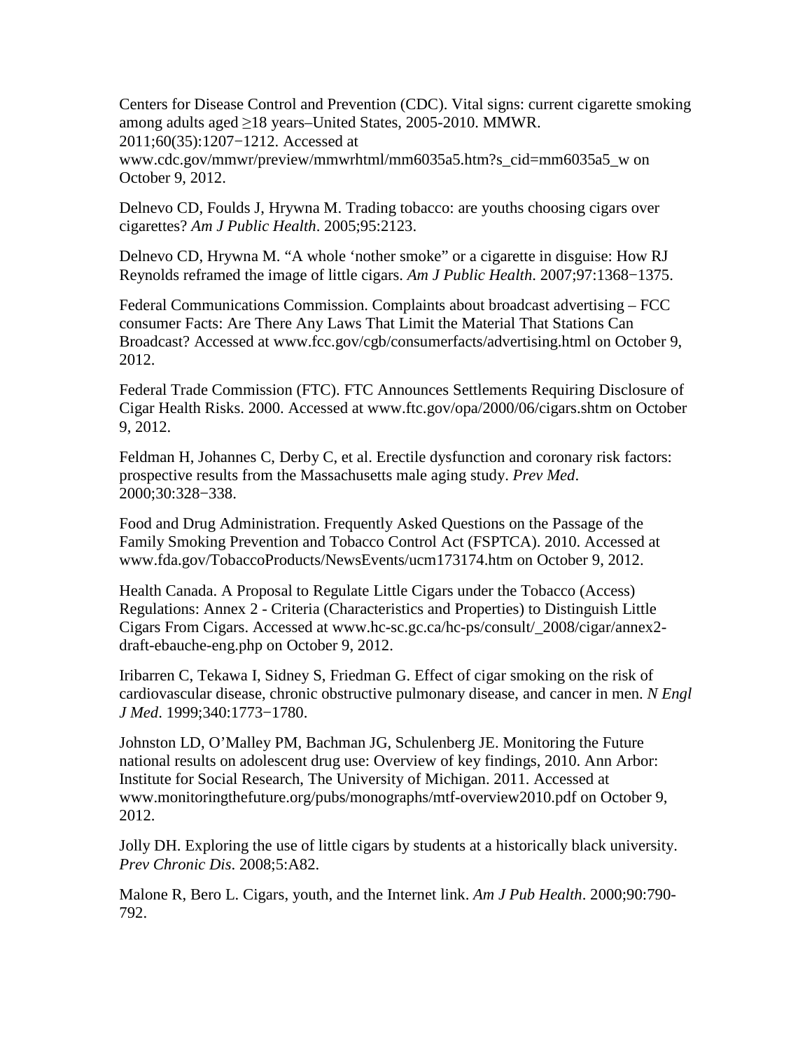Centers for Disease Control and Prevention (CDC). Vital signs: current cigarette smoking among adults aged ≥18 years–United States, 2005-2010. MMWR. 2011;60(35):1207−1212. Accessed at www.cdc.gov/mmwr/preview/mmwrhtml/mm6035a5.htm?s_cid=mm6035a5_w on October 9, 2012.

Delnevo CD, Foulds J, Hrywna M. Trading tobacco: are youths choosing cigars over cigarettes? *Am J Public Health*. 2005;95:2123.

Delnevo CD, Hrywna M. "A whole 'nother smoke" or a cigarette in disguise: How RJ Reynolds reframed the image of little cigars. *Am J Public Health*. 2007;97:1368−1375.

Federal Communications Commission. Complaints about broadcast advertising – FCC consumer Facts: Are There Any Laws That Limit the Material That Stations Can Broadcast? Accessed at www.fcc.gov/cgb/consumerfacts/advertising.html on October 9, 2012.

Federal Trade Commission (FTC). FTC Announces Settlements Requiring Disclosure of Cigar Health Risks. 2000. Accessed at www.ftc.gov/opa/2000/06/cigars.shtm on October 9, 2012.

Feldman H, Johannes C, Derby C, et al. Erectile dysfunction and coronary risk factors: prospective results from the Massachusetts male aging study. *Prev Med*. 2000;30:328−338.

Food and Drug Administration. Frequently Asked Questions on the Passage of the Family Smoking Prevention and Tobacco Control Act (FSPTCA). 2010. Accessed at www.fda.gov/TobaccoProducts/NewsEvents/ucm173174.htm on October 9, 2012.

Health Canada. A Proposal to Regulate Little Cigars under the Tobacco (Access) Regulations: Annex 2 - Criteria (Characteristics and Properties) to Distinguish Little Cigars From Cigars. Accessed at www.hc-sc.gc.ca/hc-ps/consult/_2008/cigar/annex2-draft-ebauche-eng.php on October 9, 2012.

Iribarren C, Tekawa I, Sidney S, Friedman G. Effect of cigar smoking on the risk of cardiovascular disease, chronic obstructive pulmonary disease, and cancer in men. *N Engl J Med*. 1999;340:1773−1780.

Johnston LD, O'Malley PM, Bachman JG, Schulenberg JE. Monitoring the Future national results on adolescent drug use: Overview of key findings, 2010. Ann Arbor: Institute for Social Research, The University of Michigan. 2011. Accessed at www.monitoringthefuture.org/pubs/monographs/mtf-overview2010.pdf on October 9, 2012.

Jolly DH. Exploring the use of little cigars by students at a historically black university. *Prev Chronic Dis*. 2008;5:A82.

Malone R, Bero L. Cigars, youth, and the Internet link. *Am J Pub Health*. 2000;90:790-792.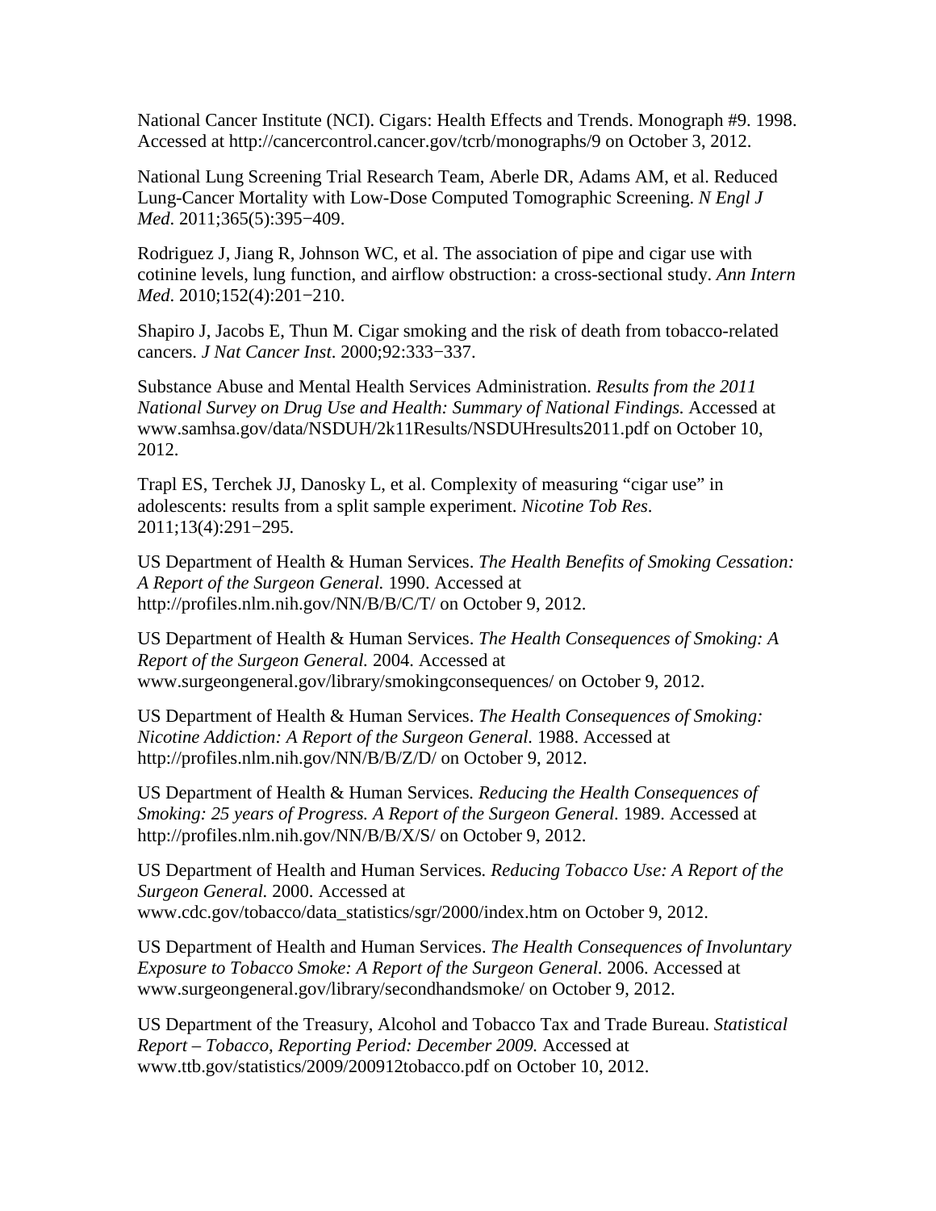National Cancer Institute (NCI). Cigars: Health Effects and Trends. Monograph #9. 1998. Accessed at http://cancercontrol.cancer.gov/tcrb/monographs/9 on October 3, 2012.

National Lung Screening Trial Research Team, Aberle DR, Adams AM, et al. Reduced Lung-Cancer Mortality with Low-Dose Computed Tomographic Screening. *N Engl J Med*. 2011;365(5):395−409.

Rodriguez J, Jiang R, Johnson WC, et al. The association of pipe and cigar use with cotinine levels, lung function, and airflow obstruction: a cross-sectional study. *Ann Intern Med*. 2010;152(4):201−210.

Shapiro J, Jacobs E, Thun M. Cigar smoking and the risk of death from tobacco-related cancers. *J Nat Cancer Inst*. 2000;92:333−337.

Substance Abuse and Mental Health Services Administration. *Results from the 2011 National Survey on Drug Use and Health: Summary of National Findings.* Accessed at www.samhsa.gov/data/NSDUH/2k11Results/NSDUHresults2011.pdf on October 10, 2012.

Trapl ES, Terchek JJ, Danosky L, et al. Complexity of measuring "cigar use" in adolescents: results from a split sample experiment. *Nicotine Tob Res*. 2011;13(4):291−295.

US Department of Health & Human Services. *The Health Benefits of Smoking Cessation: A Report of the Surgeon General.* 1990. Accessed at http://profiles.nlm.nih.gov/NN/B/B/C/T/ on October 9, 2012.

US Department of Health & Human Services. *The Health Consequences of Smoking: A Report of the Surgeon General.* 2004. Accessed at www.surgeongeneral.gov/library/smokingconsequences/ on October 9, 2012.

US Department of Health & Human Services. *The Health Consequences of Smoking: Nicotine Addiction: A Report of the Surgeon General*. 1988. Accessed at http://profiles.nlm.nih.gov/NN/B/B/Z/D/ on October 9, 2012.

US Department of Health & Human Services*. Reducing the Health Consequences of Smoking: 25 years of Progress. A Report of the Surgeon General.* 1989. Accessed at http://profiles.nlm.nih.gov/NN/B/B/X/S/ on October 9, 2012.

US Department of Health and Human Services*. Reducing Tobacco Use: A Report of the Surgeon General.* 2000. Accessed at www.cdc.gov/tobacco/data_statistics/sgr/2000/index.htm on October 9, 2012.

US Department of Health and Human Services. *The Health Consequences of Involuntary Exposure to Tobacco Smoke: A Report of the Surgeon General*. 2006. Accessed at www.surgeongeneral.gov/library/secondhandsmoke/ on October 9, 2012.

US Department of the Treasury, Alcohol and Tobacco Tax and Trade Bureau. *Statistical Report – Tobacco, Reporting Period: December 2009.* Accessed at www.ttb.gov/statistics/2009/200912tobacco.pdf on October 10, 2012.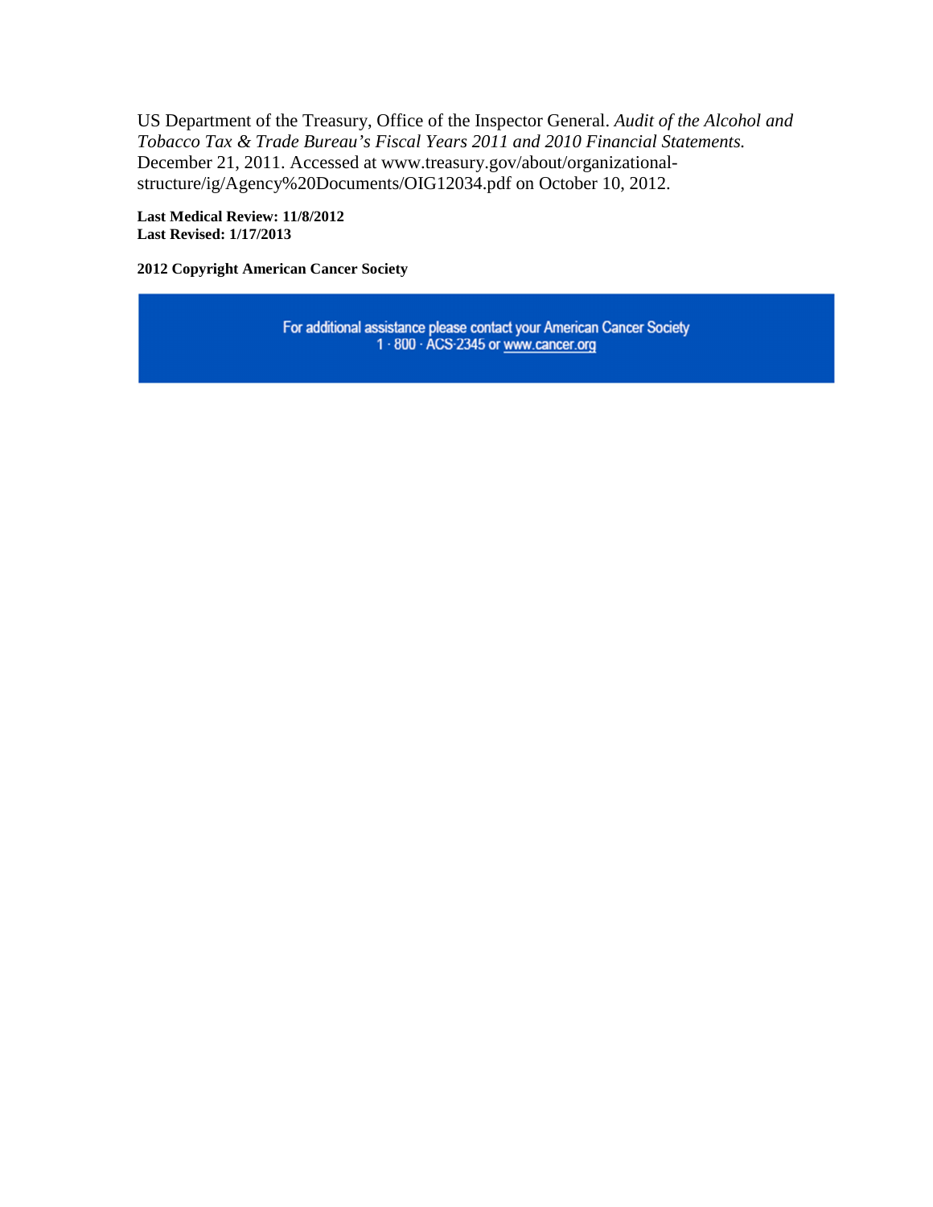US Department of the Treasury, Office of the Inspector General. *Audit of the Alcohol and Tobacco Tax & Trade Bureau's Fiscal Years 2011 and 2010 Financial Statements.* December 21, 2011. Accessed at www.treasury.gov/about/organizational-structure/ig/Agency%20Documents/OIG12034.pdf on October 10, 2012.

**Last Medical Review: 11/8/2012**
**Last Revised: 1/17/2013**

**2012 Copyright American Cancer Society**

For additional assistance please contact your American Cancer Society
1 · 800 · ACS·2345 or www.cancer.org